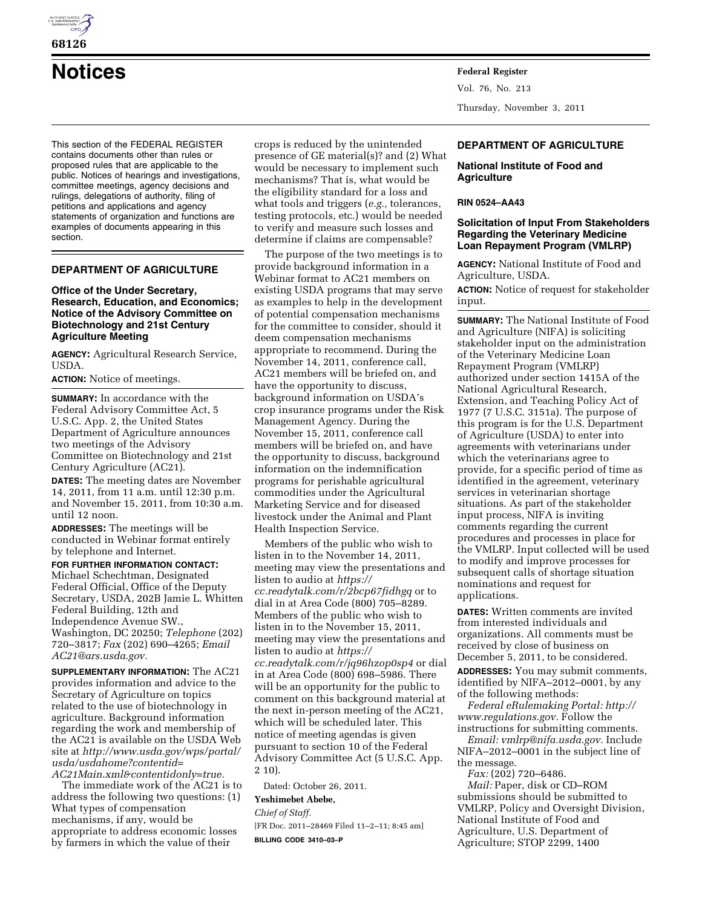# Notices

This section of the FEDERAL REGISTER contains documents other than rules or proposed rules that are applicable to the public. Notices of hearings and investigations, committee meetings, agency decisions and rulings, delegations of authority, filing of petitions and applications and agency statements of organization and functions are examples of documents appearing in this section.

## DEPARTMENT OF AGRICULTURE

### Office of the Under Secretary, Research, Education, and Economics; Notice of the Advisory Committee on Biotechnology and 21st Century Agriculture Meeting

**AGENCY:** Agricultural Research Service, USDA.

**ACTION:** Notice of meetings.

**SUMMARY:** In accordance with the Federal Advisory Committee Act, 5 U.S.C. App. 2, the United States Department of Agriculture announces two meetings of the Advisory Committee on Biotechnology and 21st Century Agriculture (AC21).

**DATES:** The meeting dates are November 14, 2011, from 11 a.m. until 12:30 p.m. and November 15, 2011, from 10:30 a.m. until 12 noon.

**ADDRESSES:** The meetings will be conducted in Webinar format entirely by telephone and Internet.

**FOR FURTHER INFORMATION CONTACT:** Michael Schechtman, Designated Federal Official, Office of the Deputy Secretary, USDA, 202B Jamie L. Whitten Federal Building, 12th and Independence Avenue SW., Washington, DC 20250; *Telephone* (202) 720–3817; *Fax* (202) 690–4265; *Email AC21@ars.usda.gov.*

**SUPPLEMENTARY INFORMATION:** The AC21 provides information and advice to the Secretary of Agriculture on topics related to the use of biotechnology in agriculture. Background information regarding the work and membership of the AC21 is available on the USDA Web site at *http://www.usda.gov/wps/portal/usda/usdahome?contentid=AC21Main.xml&contentidonly=true.*

The immediate work of the AC21 is to address the following two questions: (1) What types of compensation mechanisms, if any, would be appropriate to address economic losses by farmers in which the value of their crops is reduced by the unintended presence of GE material(s)? and (2) What would be necessary to implement such mechanisms? That is, what would be the eligibility standard for a loss and what tools and triggers (*e.g.,* tolerances, testing protocols, etc.) would be needed to verify and measure such losses and determine if claims are compensable?

The purpose of the two meetings is to provide background information in a Webinar format to AC21 members on existing USDA programs that may serve as examples to help in the development of potential compensation mechanisms for the committee to consider, should it deem compensation mechanisms appropriate to recommend. During the November 14, 2011, conference call, AC21 members will be briefed on, and have the opportunity to discuss, background information on USDA's crop insurance programs under the Risk Management Agency. During the November 15, 2011, conference call members will be briefed on, and have the opportunity to discuss, background information on the indemnification programs for perishable agricultural commodities under the Agricultural Marketing Service and for diseased livestock under the Animal and Plant Health Inspection Service.

Members of the public who wish to listen in to the November 14, 2011, meeting may view the presentations and listen to audio at *https://cc.readytalk.com/r/2bcp67fidhgq* or to dial in at Area Code (800) 705–8289. Members of the public who wish to listen in to the November 15, 2011, meeting may view the presentations and listen to audio at *https://cc.readytalk.com/r/jq96hzop0sp4* or dial in at Area Code (800) 698–5986. There will be an opportunity for the public to comment on this background material at the next in-person meeting of the AC21, which will be scheduled later. This notice of meeting agendas is given pursuant to section 10 of the Federal Advisory Committee Act (5 U.S.C. App. 2 10).

Dated: October 26, 2011.

**Yeshimebet Abebe,**

*Chief of Staff.*

[FR Doc. 2011–28469 Filed 11–2–11; 8:45 am]

**BILLING CODE 3410–03–P**

## DEPARTMENT OF AGRICULTURE

### National Institute of Food and Agriculture

**RIN 0524–AA43**

### Solicitation of Input From Stakeholders Regarding the Veterinary Medicine Loan Repayment Program (VMLRP)

**AGENCY:** National Institute of Food and Agriculture, USDA.

**ACTION:** Notice of request for stakeholder input.

**SUMMARY:** The National Institute of Food and Agriculture (NIFA) is soliciting stakeholder input on the administration of the Veterinary Medicine Loan Repayment Program (VMLRP) authorized under section 1415A of the National Agricultural Research, Extension, and Teaching Policy Act of 1977 (7 U.S.C. 3151a). The purpose of this program is for the U.S. Department of Agriculture (USDA) to enter into agreements with veterinarians under which the veterinarians agree to provide, for a specific period of time as identified in the agreement, veterinary services in veterinarian shortage situations. As part of the stakeholder input process, NIFA is inviting comments regarding the current procedures and processes in place for the VMLRP. Input collected will be used to modify and improve processes for subsequent calls of shortage situation nominations and request for applications.

**DATES:** Written comments are invited from interested individuals and organizations. All comments must be received by close of business on December 5, 2011, to be considered.

**ADDRESSES:** You may submit comments, identified by NIFA–2012–0001, by any of the following methods:

*Federal eRulemaking Portal: http://www.regulations.gov.* Follow the instructions for submitting comments.

*Email: vmlrp@nifa.usda.gov.* Include NIFA–2012–0001 in the subject line of the message.

*Fax:* (202) 720–6486.

*Mail:* Paper, disk or CD–ROM submissions should be submitted to VMLRP, Policy and Oversight Division, National Institute of Food and Agriculture, U.S. Department of Agriculture; STOP 2299, 1400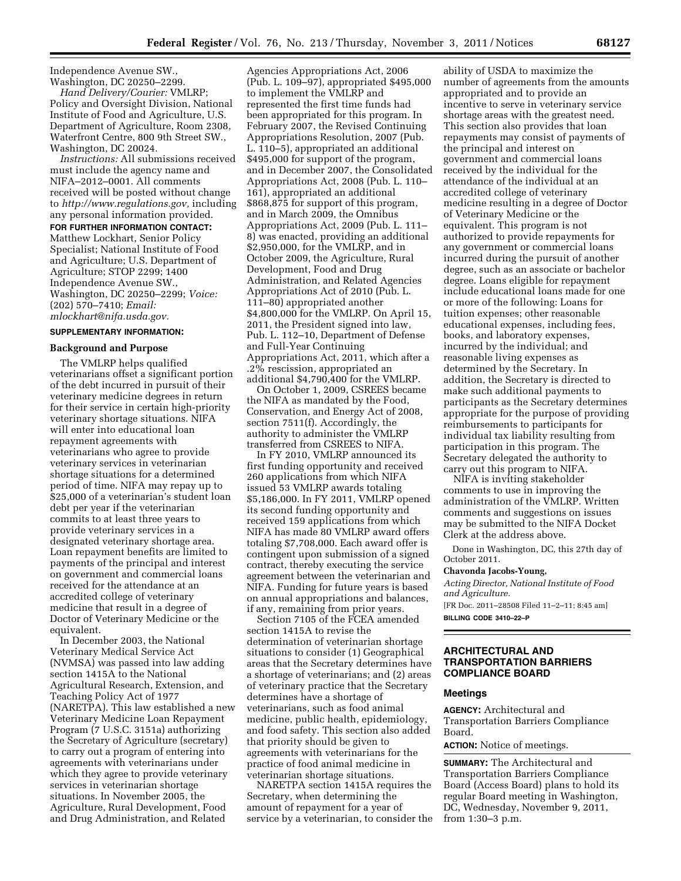Independence Avenue SW., Washington, DC 20250–2299.

*Hand Delivery/Courier:* VMLRP; Policy and Oversight Division, National Institute of Food and Agriculture, U.S. Department of Agriculture, Room 2308, Waterfront Centre, 800 9th Street SW., Washington, DC 20024.

*Instructions:* All submissions received must include the agency name and NIFA–2012–0001. All comments received will be posted without change to *http://www.regulations.gov,* including any personal information provided.

**FOR FURTHER INFORMATION CONTACT:** Matthew Lockhart, Senior Policy Specialist; National Institute of Food and Agriculture; U.S. Department of Agriculture; STOP 2299; 1400 Independence Avenue SW., Washington, DC 20250–2299; *Voice:* (202) 570–7410; *Email: mlockhart@nifa.usda.gov.*

**SUPPLEMENTARY INFORMATION:**

**Background and Purpose**

The VMLRP helps qualified veterinarians offset a significant portion of the debt incurred in pursuit of their veterinary medicine degrees in return for their service in certain high-priority veterinary shortage situations. NIFA will enter into educational loan repayment agreements with veterinarians who agree to provide veterinary services in veterinarian shortage situations for a determined period of time. NIFA may repay up to $25,000 of a veterinarian's student loan debt per year if the veterinarian commits to at least three years to provide veterinary services in a designated veterinary shortage area. Loan repayment benefits are limited to payments of the principal and interest on government and commercial loans received for the attendance at an accredited college of veterinary medicine that result in a degree of Doctor of Veterinary Medicine or the equivalent.

In December 2003, the National Veterinary Medical Service Act (NVMSA) was passed into law adding section 1415A to the National Agricultural Research, Extension, and Teaching Policy Act of 1977 (NARETPA). This law established a new Veterinary Medicine Loan Repayment Program (7 U.S.C. 3151a) authorizing the Secretary of Agriculture (secretary) to carry out a program of entering into agreements with veterinarians under which they agree to provide veterinary services in veterinarian shortage situations. In November 2005, the Agriculture, Rural Development, Food and Drug Administration, and Related Agencies Appropriations Act, 2006 (Pub. L. 109–97), appropriated $495,000 to implement the VMLRP and represented the first time funds had been appropriated for this program. In February 2007, the Revised Continuing Appropriations Resolution, 2007 (Pub. L. 110–5), appropriated an additional $495,000 for support of the program, and in December 2007, the Consolidated Appropriations Act, 2008 (Pub. L. 110–161), appropriated an additional $868,875 for support of this program, and in March 2009, the Omnibus Appropriations Act, 2009 (Pub. L. 111–8) was enacted, providing an additional $2,950,000, for the VMLRP, and in October 2009, the Agriculture, Rural Development, Food and Drug Administration, and Related Agencies Appropriations Act of 2010 (Pub. L. 111–80) appropriated another $4,800,000 for the VMLRP. On April 15, 2011, the President signed into law, Pub. L. 112–10, Department of Defense and Full-Year Continuing Appropriations Act, 2011, which after a .2% rescission, appropriated an additional $4,790,400 for the VMLRP.

On October 1, 2009, CSREES became the NIFA as mandated by the Food, Conservation, and Energy Act of 2008, section 7511(f). Accordingly, the authority to administer the VMLRP transferred from CSREES to NIFA.

In FY 2010, VMLRP announced its first funding opportunity and received 260 applications from which NIFA issued 53 VMLRP awards totaling $5,186,000. In FY 2011, VMLRP opened its second funding opportunity and received 159 applications from which NIFA has made 80 VMLRP award offers totaling $7,708,000. Each award offer is contingent upon submission of a signed contract, thereby executing the service agreement between the veterinarian and NIFA. Funding for future years is based on annual appropriations and balances, if any, remaining from prior years.

Section 7105 of the FCEA amended section 1415A to revise the determination of veterinarian shortage situations to consider (1) Geographical areas that the Secretary determines have a shortage of veterinarians; and (2) areas of veterinary practice that the Secretary determines have a shortage of veterinarians, such as food animal medicine, public health, epidemiology, and food safety. This section also added that priority should be given to agreements with veterinarians for the practice of food animal medicine in veterinarian shortage situations.

NARETPA section 1415A requires the Secretary, when determining the amount of repayment for a year of service by a veterinarian, to consider the ability of USDA to maximize the number of agreements from the amounts appropriated and to provide an incentive to serve in veterinary service shortage areas with the greatest need. This section also provides that loan repayments may consist of payments of the principal and interest on government and commercial loans received by the individual for the attendance of the individual at an accredited college of veterinary medicine resulting in a degree of Doctor of Veterinary Medicine or the equivalent. This program is not authorized to provide repayments for any government or commercial loans incurred during the pursuit of another degree, such as an associate or bachelor degree. Loans eligible for repayment include educational loans made for one or more of the following: Loans for tuition expenses; other reasonable educational expenses, including fees, books, and laboratory expenses, incurred by the individual; and reasonable living expenses as determined by the Secretary. In addition, the Secretary is directed to make such additional payments to participants as the Secretary determines appropriate for the purpose of providing reimbursements to participants for individual tax liability resulting from participation in this program. The Secretary delegated the authority to carry out this program to NIFA.

NIFA is inviting stakeholder comments to use in improving the administration of the VMLRP. Written comments and suggestions on issues may be submitted to the NIFA Docket Clerk at the address above.

Done in Washington, DC, this 27th day of October 2011.

**Chavonda Jacobs-Young,**

*Acting Director, National Institute of Food and Agriculture.*

[FR Doc. 2011–28508 Filed 11–2–11; 8:45 am]

**BILLING CODE 3410–22–P**

## ARCHITECTURAL AND TRANSPORTATION BARRIERS COMPLIANCE BOARD

### Meetings

**AGENCY:** Architectural and Transportation Barriers Compliance Board.

**ACTION:** Notice of meetings.

**SUMMARY:** The Architectural and Transportation Barriers Compliance Board (Access Board) plans to hold its regular Board meeting in Washington, DC, Wednesday, November 9, 2011, from 1:30–3 p.m.